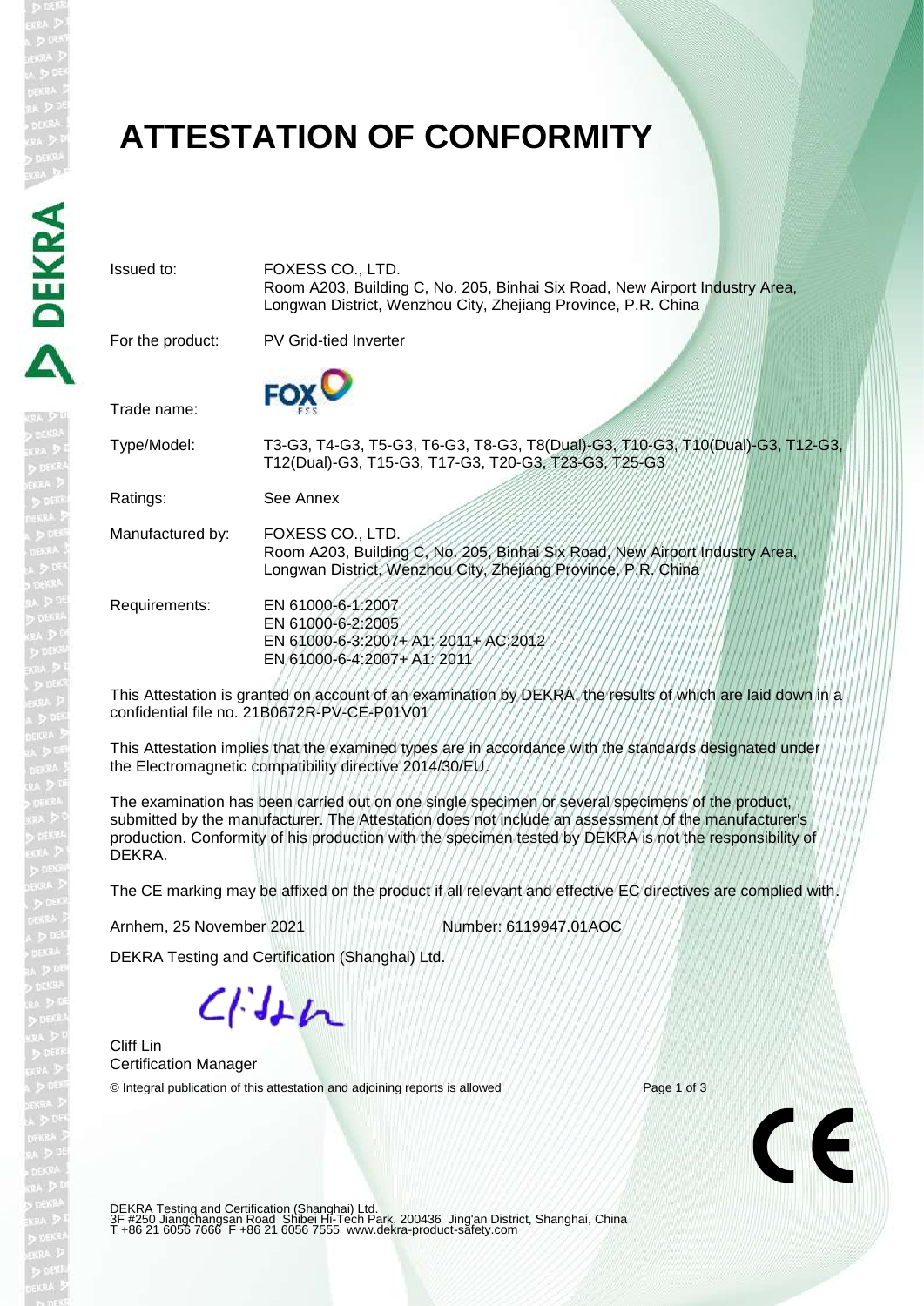# ATTESTATION OF CONFORMITY

| | |
|---|---|
| Issued to: | FOXESS CO., LTD.<br>Room A203, Building C, No. 205, Binhai Six Road, New Airport Industry Area, Longwan District, Wenzhou City, Zhejiang Province, P.R. China |
| For the product: | PV Grid-tied Inverter |
| Trade name: | FOX ESS |
| Type/Model: | T3-G3, T4-G3, T5-G3, T6-G3, T8-G3, T8(Dual)-G3, T10-G3, T10(Dual)-G3, T12-G3, T12(Dual)-G3, T15-G3, T17-G3, T20-G3, T23-G3, T25-G3 |
| Ratings: | See Annex |
| Manufactured by: | FOXESS CO., LTD.<br>Room A203, Building C, No. 205, Binhai Six Road, New Airport Industry Area, Longwan District, Wenzhou City, Zhejiang Province, P.R. China |
| Requirements: | EN 61000-6-1:2007<br>EN 61000-6-2:2005<br>EN 61000-6-3:2007+ A1: 2011+ AC:2012<br>EN 61000-6-4:2007+ A1: 2011 |

This Attestation is granted on account of an examination by DEKRA, the results of which are laid down in a confidential file no. 21B0672R-PV-CE-P01V01

This Attestation implies that the examined types are in accordance with the standards designated under the Electromagnetic compatibility directive 2014/30/EU.

The examination has been carried out on one single specimen or several specimens of the product, submitted by the manufacturer. The Attestation does not include an assessment of the manufacturer's production. Conformity of his production with the specimen tested by DEKRA is not the responsibility of DEKRA.

The CE marking may be affixed on the product if all relevant and effective EC directives are complied with.

Arnhem, 25 November 2021 Number: 6119947.01AOC

DEKRA Testing and Certification (Shanghai) Ltd.

Cliff Lin
Certification Manager

© Integral publication of this attestation and adjoining reports is allowed

CE

DEKRA Testing and Certification (Shanghai) Ltd.
3F #250 Jiangchangsan Road Shibei Hi-Tech Park, 200436 Jing'an District, Shanghai, China
T +86 21 6056 7666 F +86 21 6056 7555 www.dekra-product-safety.com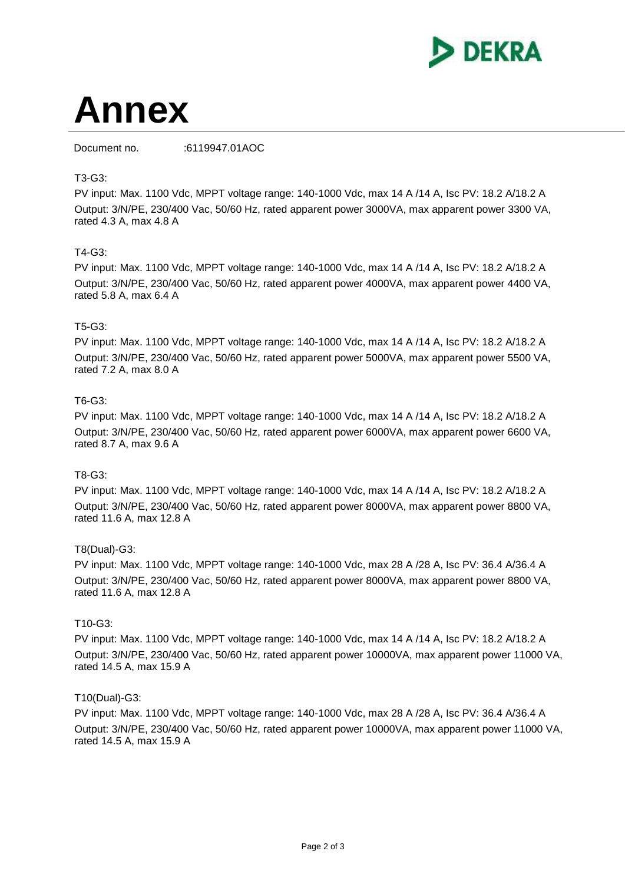# Annex

Document no. :6119947.01AOC

T3-G3:

PV input: Max. 1100 Vdc, MPPT voltage range: 140-1000 Vdc, max 14 A /14 A, Isc PV: 18.2 A/18.2 A
Output: 3/N/PE, 230/400 Vac, 50/60 Hz, rated apparent power 3000VA, max apparent power 3300 VA, rated 4.3 A, max 4.8 A

T4-G3:

PV input: Max. 1100 Vdc, MPPT voltage range: 140-1000 Vdc, max 14 A /14 A, Isc PV: 18.2 A/18.2 A
Output: 3/N/PE, 230/400 Vac, 50/60 Hz, rated apparent power 4000VA, max apparent power 4400 VA, rated 5.8 A, max 6.4 A

T5-G3:

PV input: Max. 1100 Vdc, MPPT voltage range: 140-1000 Vdc, max 14 A /14 A, Isc PV: 18.2 A/18.2 A
Output: 3/N/PE, 230/400 Vac, 50/60 Hz, rated apparent power 5000VA, max apparent power 5500 VA, rated 7.2 A, max 8.0 A

T6-G3:

PV input: Max. 1100 Vdc, MPPT voltage range: 140-1000 Vdc, max 14 A /14 A, Isc PV: 18.2 A/18.2 A
Output: 3/N/PE, 230/400 Vac, 50/60 Hz, rated apparent power 6000VA, max apparent power 6600 VA, rated 8.7 A, max 9.6 A

T8-G3:

PV input: Max. 1100 Vdc, MPPT voltage range: 140-1000 Vdc, max 14 A /14 A, Isc PV: 18.2 A/18.2 A
Output: 3/N/PE, 230/400 Vac, 50/60 Hz, rated apparent power 8000VA, max apparent power 8800 VA, rated 11.6 A, max 12.8 A

T8(Dual)-G3:

PV input: Max. 1100 Vdc, MPPT voltage range: 140-1000 Vdc, max 28 A /28 A, Isc PV: 36.4 A/36.4 A
Output: 3/N/PE, 230/400 Vac, 50/60 Hz, rated apparent power 8000VA, max apparent power 8800 VA, rated 11.6 A, max 12.8 A

T10-G3:

PV input: Max. 1100 Vdc, MPPT voltage range: 140-1000 Vdc, max 14 A /14 A, Isc PV: 18.2 A/18.2 A
Output: 3/N/PE, 230/400 Vac, 50/60 Hz, rated apparent power 10000VA, max apparent power 11000 VA, rated 14.5 A, max 15.9 A

T10(Dual)-G3:

PV input: Max. 1100 Vdc, MPPT voltage range: 140-1000 Vdc, max 28 A /28 A, Isc PV: 36.4 A/36.4 A
Output: 3/N/PE, 230/400 Vac, 50/60 Hz, rated apparent power 10000VA, max apparent power 11000 VA, rated 14.5 A, max 15.9 A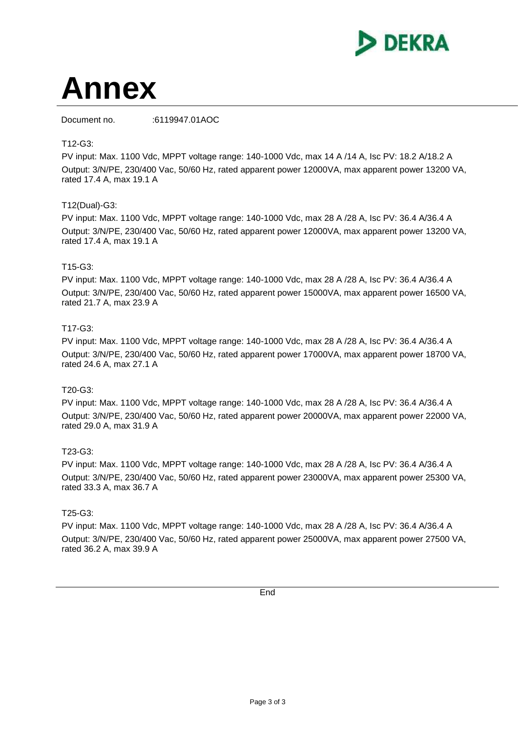# Annex

Document no. :6119947.01AOC

T12-G3:

PV input: Max. 1100 Vdc, MPPT voltage range: 140-1000 Vdc, max 14 A /14 A, Isc PV: 18.2 A/18.2 A

Output: 3/N/PE, 230/400 Vac, 50/60 Hz, rated apparent power 12000VA, max apparent power 13200 VA, rated 17.4 A, max 19.1 A

T12(Dual)-G3:

PV input: Max. 1100 Vdc, MPPT voltage range: 140-1000 Vdc, max 28 A /28 A, Isc PV: 36.4 A/36.4 A

Output: 3/N/PE, 230/400 Vac, 50/60 Hz, rated apparent power 12000VA, max apparent power 13200 VA, rated 17.4 A, max 19.1 A

T15-G3:

PV input: Max. 1100 Vdc, MPPT voltage range: 140-1000 Vdc, max 28 A /28 A, Isc PV: 36.4 A/36.4 A

Output: 3/N/PE, 230/400 Vac, 50/60 Hz, rated apparent power 15000VA, max apparent power 16500 VA, rated 21.7 A, max 23.9 A

T17-G3:

PV input: Max. 1100 Vdc, MPPT voltage range: 140-1000 Vdc, max 28 A /28 A, Isc PV: 36.4 A/36.4 A

Output: 3/N/PE, 230/400 Vac, 50/60 Hz, rated apparent power 17000VA, max apparent power 18700 VA, rated 24.6 A, max 27.1 A

T20-G3:

PV input: Max. 1100 Vdc, MPPT voltage range: 140-1000 Vdc, max 28 A /28 A, Isc PV: 36.4 A/36.4 A

Output: 3/N/PE, 230/400 Vac, 50/60 Hz, rated apparent power 20000VA, max apparent power 22000 VA, rated 29.0 A, max 31.9 A

T23-G3:

PV input: Max. 1100 Vdc, MPPT voltage range: 140-1000 Vdc, max 28 A /28 A, Isc PV: 36.4 A/36.4 A

Output: 3/N/PE, 230/400 Vac, 50/60 Hz, rated apparent power 23000VA, max apparent power 25300 VA, rated 33.3 A, max 36.7 A

T25-G3:

PV input: Max. 1100 Vdc, MPPT voltage range: 140-1000 Vdc, max 28 A /28 A, Isc PV: 36.4 A/36.4 A

Output: 3/N/PE, 230/400 Vac, 50/60 Hz, rated apparent power 25000VA, max apparent power 27500 VA, rated 36.2 A, max 39.9 A

---

End